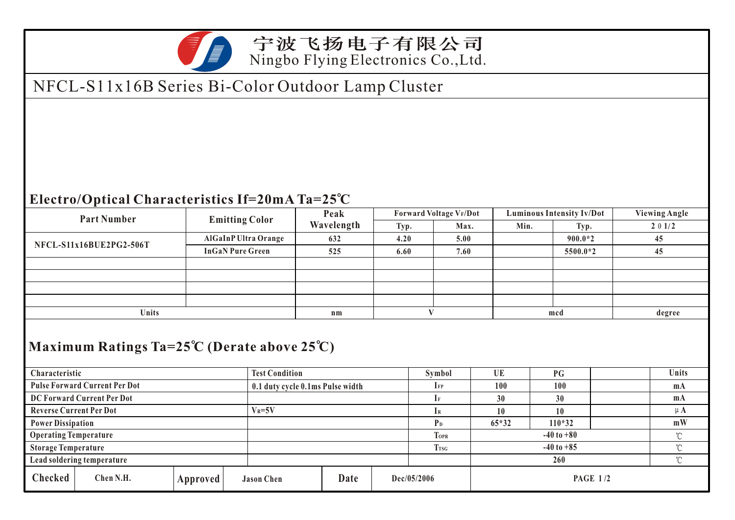宁波飞扬电子有限公司
Ningbo Flying Electronics Co.,Ltd.

# NFCL-S11x16B Series Bi-Color Outdoor Lamp Cluster

## Electro/Optical Characteristics If=20mA Ta=25℃

| Part Number | Emitting Color | Peak Wavelength | Forward Voltage $V_F$/Dot | | Luminous Intensity Iv/Dot | | Viewing Angle |
|---|---|---|---|---|---|---|---|
| | | | Typ. | Max. | Min. | Typ. | 2θ1/2 |
| NFCL-S11x16BUE2PG2-506T | AlGaInP Ultra Orange | 632 | 4.20 | 5.00 | | 900.0*2 | 45 |
| | InGaN Pure Green | 525 | 6.60 | 7.60 | | 5500.0*2 | 45 |
| | | | | | | | |
| | | | | | | | |
| | | | | | | | |
| | | | | | | | |
| Units | | nm | V | | mcd | | degree |

## Maximum Ratings Ta=25℃ (Derate above 25℃)

| Characteristic | Test Condition | Symbol | UE | PG | | Units |
|---|---|---|---|---|---|---|
| Pulse Forward Current Per Dot | 0.1 duty cycle 0.1ms Pulse width | $I_{FP}$ | 100 | 100 | | mA |
| DC Forward Current Per Dot | | $I_F$ | 30 | 30 | | mA |
| Reverse Current Per Dot | $V_R$=5V | $I_R$ | 10 | 10 | | μA |
| Power Dissipation | | $P_D$ | 65*32 | 110*32 | | mW |
| Operating Temperature | | $T_{OPR}$ | -40 to +80 | | | ℃ |
| Storage Temperature | | $T_{TSG}$ | -40 to +85 | | | ℃ |
| Lead soldering temperature | | | 260 | | | ℃ |

| Checked | Chen N.H. | Approved | Jason Chen | Date | Dec/05/2006 |
|---|---|---|---|---|---|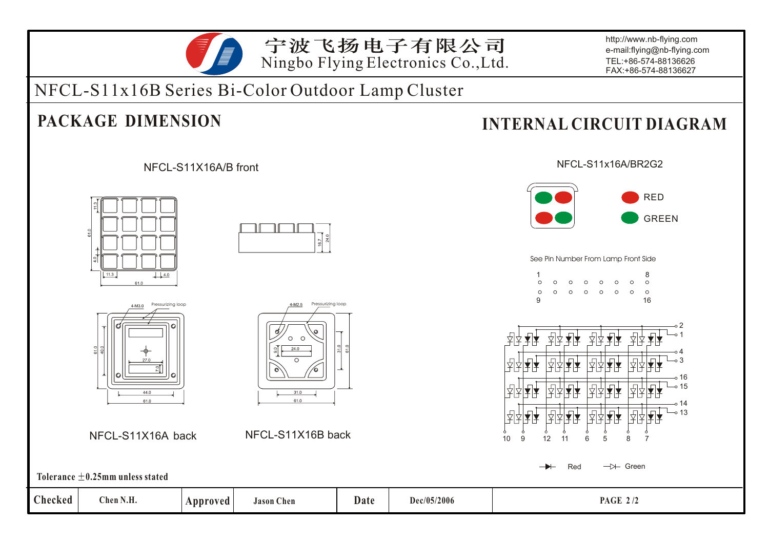宁波飞扬电子有限公司
Ningbo Flying Electronics Co.,Ltd.

http://www.nb-flying.com
e-mail:flying@nb-flying.com
TEL:+86-574-88136626
FAX:+86-574-88136627

# NFCL-S11x16B Series Bi-Color Outdoor Lamp Cluster

## PACKAGE DIMENSION

NFCL-S11X16A/B front

11.3
61.0
4.0
11.3
4.0
61.0

16.7
24.0

4-M3.0
Pressurizing loop
61.0
40.0
27.0
7.0
44.0
61.0

NFCL-S11X16A back

4-M2.5
Pressurizing loop
9.0
24.0
31.0
61.0
31.0
61.0

NFCL-S11X16B back

## INTERNAL CIRCUIT DIAGRAM

NFCL-S11x16A/BR2G2

RED
GREEN

See Pin Number From Lamp Front Side

1 8
9 16

2
1
4
3
16
15
14
13
10 9 12 11 6 5 8 7

Red
Green

**Tolerance ±0.25mm unless stated**

| Checked | Chen N.H. | Approved | Jason Chen | Date | Dec/05/2006 | PAGE 2/2 |
|---|---|---|---|---|---|---|